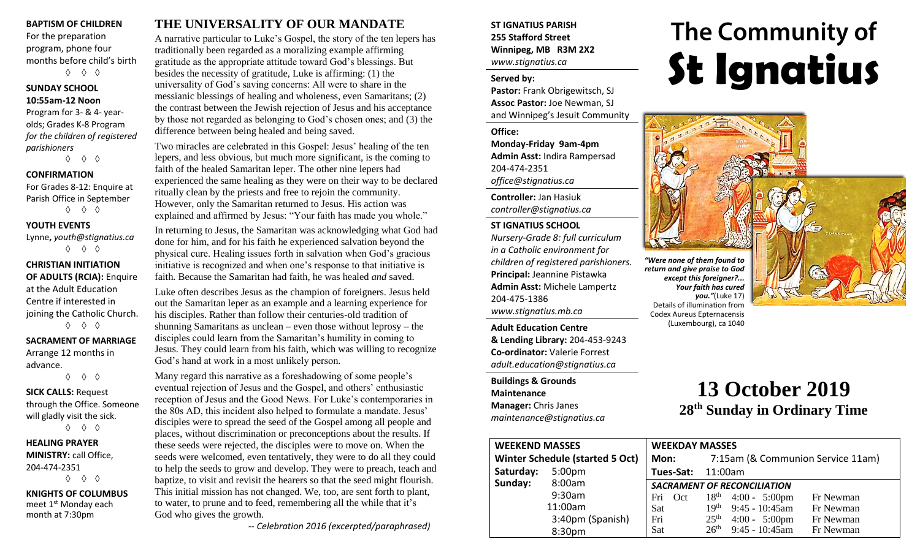**BAPTISM OF CHILDREN**
For the preparation program, phone four months before child's birth

◊ ◊ ◊

**SUNDAY SCHOOL**
**10:55am-12 Noon**
Program for 3- & 4- year-olds; Grades K-8 Program *for the children of registered parishioners*

◊ ◊ ◊

**CONFIRMATION**
For Grades 8-12: Enquire at Parish Office in September

◊ ◊ ◊

**YOUTH EVENTS**
Lynne, *youth@stignatius.ca*

◊ ◊ ◊

**CHRISTIAN INITIATION OF ADULTS (RCIA):** Enquire at the Adult Education Centre if interested in joining the Catholic Church.

◊ ◊ ◊

**SACRAMENT OF MARRIAGE**
Arrange 12 months in advance.

◊ ◊ ◊

**SICK CALLS:** Request through the Office. Someone will gladly visit the sick.

◊ ◊ ◊

**HEALING PRAYER MINISTRY:** call Office, 204-474-2351

◊ ◊ ◊

**KNIGHTS OF COLUMBUS**
meet 1st Monday each month at 7:30pm

## THE UNIVERSALITY OF OUR MANDATE

A narrative particular to Luke's Gospel, the story of the ten lepers has traditionally been regarded as a moralizing example affirming gratitude as the appropriate attitude toward God's blessings. But besides the necessity of gratitude, Luke is affirming: (1) the universality of God's saving concerns: All were to share in the messianic blessings of healing and wholeness, even Samaritans; (2) the contrast between the Jewish rejection of Jesus and his acceptance by those not regarded as belonging to God's chosen ones; and (3) the difference between being healed and being saved.

Two miracles are celebrated in this Gospel: Jesus' healing of the ten lepers, and less obvious, but much more significant, is the coming to faith of the healed Samaritan leper. The other nine lepers had experienced the same healing as they were on their way to be declared ritually clean by the priests and free to rejoin the community. However, only the Samaritan returned to Jesus. His action was explained and affirmed by Jesus: "Your faith has made you whole."

In returning to Jesus, the Samaritan was acknowledging what God had done for him, and for his faith he experienced salvation beyond the physical cure. Healing issues forth in salvation when God's gracious initiative is recognized and when one's response to that initiative is faith. Because the Samaritan had faith, he was healed *and* saved.

Luke often describes Jesus as the champion of foreigners. Jesus held out the Samaritan leper as an example and a learning experience for his disciples. Rather than follow their centuries-old tradition of shunning Samaritans as unclean – even those without leprosy – the disciples could learn from the Samaritan's humility in coming to Jesus. They could learn from his faith, which was willing to recognize God's hand at work in a most unlikely person.

Many regard this narrative as a foreshadowing of some people's eventual rejection of Jesus and the Gospel, and others' enthusiastic reception of Jesus and the Good News. For Luke's contemporaries in the 80s AD, this incident also helped to formulate a mandate. Jesus' disciples were to spread the seed of the Gospel among all people and places, without discrimination or preconceptions about the results. If these seeds were rejected, the disciples were to move on. When the seeds were welcomed, even tentatively, they were to do all they could to help the seeds to grow and develop. They were to preach, teach and baptize, to visit and revisit the hearers so that the seed might flourish. This initial mission has not changed. We, too, are sent forth to plant, to water, to prune and to feed, remembering all the while that it's God who gives the growth.

*-- Celebration 2016 (excerpted/paraphrased)*

**ST IGNATIUS PARISH**
**255 Stafford Street**
**Winnipeg, MB R3M 2X2**
*www.stignatius.ca*

**Served by:**
**Pastor:** Frank Obrigewitsch, SJ
**Assoc Pastor:** Joe Newman, SJ
and Winnipeg's Jesuit Community

**Office:**
**Monday-Friday 9am-4pm**
**Admin Asst:** Indira Rampersad
204-474-2351
*office@stignatius.ca*

**Controller:** Jan Hasiuk
*controller@stignatius.ca*

**ST IGNATIUS SCHOOL**
*Nursery-Grade 8: full curriculum in a Catholic environment for children of registered parishioners.*
**Principal:** Jeannine Pistawka
**Admin Asst:** Michele Lampertz
204-475-1386
*www.stignatius.mb.ca*

**Adult Education Centre & Lending Library:** 204-453-9243
**Co-ordinator:** Valerie Forrest
*adult.education@stignatius.ca*

**Buildings & Grounds Maintenance**
**Manager:** Chris Janes
*maintenance@stignatius.ca*

# The Community of St Ignatius

*"Were none of them found to return and give praise to God except this foreigner?... Your faith has cured you."*(Luke 17)
Details of illumination from Codex Aureus Epternacensis (Luxembourg), ca 1040

## 13 October 2019
### 28th Sunday in Ordinary Time

| WEEKEND MASSES | |
|---|---|
| Winter Schedule (started 5 Oct) | |
| Saturday: | 5:00pm |
| Sunday: | 8:00am |
| | 9:30am |
| | 11:00am |
| | 3:40pm (Spanish) |
| | 8:30pm |

| WEEKDAY MASSES | | | |
|---|---|---|---|
| Mon: | 7:15am (& Communion Service 11am) | | |
| Tues-Sat: | 11:00am | | |
| SACRAMENT OF RECONCILIATION | | | |
| Fri Oct | 18th | 4:00 - 5:00pm | Fr Newman |
| Sat | 19th | 9:45 - 10:45am | Fr Newman |
| Fri | 25th | 4:00 - 5:00pm | Fr Newman |
| Sat | 26th | 9:45 - 10:45am | Fr Newman |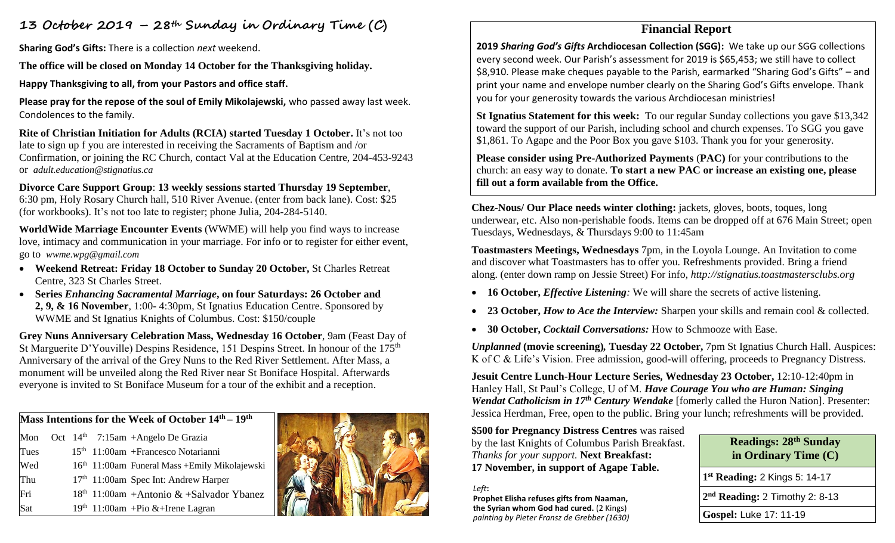# 13 October 2019 – 28th Sunday in Ordinary Time (C)

**Sharing God's Gifts:** There is a collection *next* weekend.

**The office will be closed on Monday 14 October for the Thanksgiving holiday.**

**Happy Thanksgiving to all, from your Pastors and office staff.**

**Please pray for the repose of the soul of Emily Mikolajewski,** who passed away last week. Condolences to the family.

**Rite of Christian Initiation for Adults (RCIA) started Tuesday 1 October.** It's not too late to sign up f you are interested in receiving the Sacraments of Baptism and /or Confirmation, or joining the RC Church, contact Val at the Education Centre, 204-453-9243 or *adult.education@stignatius.ca*

**Divorce Care Support Group**: **13 weekly sessions started Thursday 19 September**, 6:30 pm, Holy Rosary Church hall, 510 River Avenue. (enter from back lane). Cost: $25 (for workbooks). It's not too late to register; phone Julia, 204-284-5140.

**WorldWide Marriage Encounter Events** (WWME) will help you find ways to increase love, intimacy and communication in your marriage. For info or to register for either event, go to *wwme.wpg@gmail.com*

- **Weekend Retreat: Friday 18 October to Sunday 20 October,** St Charles Retreat Centre, 323 St Charles Street.
- **Series *Enhancing Sacramental Marriage*, on four Saturdays: 26 October and 2, 9, & 16 November**, 1:00- 4:30pm, St Ignatius Education Centre. Sponsored by WWME and St Ignatius Knights of Columbus. Cost: $150/couple

**Grey Nuns Anniversary Celebration Mass, Wednesday 16 October**, 9am (Feast Day of St Marguerite D'Youville) Despins Residence, 151 Despins Street. In honour of the 175th Anniversary of the arrival of the Grey Nuns to the Red River Settlement. After Mass, a monument will be unveiled along the Red River near St Boniface Hospital. Afterwards everyone is invited to St Boniface Museum for a tour of the exhibit and a reception.

**Mass Intentions for the Week of October 14th – 19th**

| | | | |
|---|---|---|---|
| Mon | Oct 14th | 7:15am | +Angelo De Grazia |
| Tues | 15th | 11:00am | +Francesco Notarianni |
| Wed | 16th | 11:00am | Funeral Mass +Emily Mikolajewski |
| Thu | 17th | 11:00am | Spec Int: Andrew Harper |
| Fri | 18th | 11:00am | +Antonio & +Salvador Ybanez |
| Sat | 19th | 11:00am | +Pio &+Irene Lagran |

*Left*:
**Prophet Elisha refuses gifts from Naaman, the Syrian whom God had cured.** (2 Kings)
*painting by Pieter Fransz de Grebber (1630)*

## Financial Report

**2019 *Sharing God's Gifts* Archdiocesan Collection (SGG):** We take up our SGG collections every second week. Our Parish's assessment for 2019 is $65,453; we still have to collect $8,910. Please make cheques payable to the Parish, earmarked "Sharing God's Gifts" – and print your name and envelope number clearly on the Sharing God's Gifts envelope. Thank you for your generosity towards the various Archdiocesan ministries!

**St Ignatius Statement for this week:** To our regular Sunday collections you gave $13,342 toward the support of our Parish, including school and church expenses. To SGG you gave $1,861. To Agape and the Poor Box you gave $103. Thank you for your generosity.

**Please consider using Pre-Authorized Payments** (**PAC)** for your contributions to the church: an easy way to donate. **To start a new PAC or increase an existing one, please fill out a form available from the Office.**

**Chez-Nous/ Our Place needs winter clothing:** jackets, gloves, boots, toques, long underwear, etc. Also non-perishable foods. Items can be dropped off at 676 Main Street; open Tuesdays, Wednesdays, & Thursdays 9:00 to 11:45am

**Toastmasters Meetings, Wednesdays** 7pm, in the Loyola Lounge. An Invitation to come and discover what Toastmasters has to offer you. Refreshments provided. Bring a friend along. (enter down ramp on Jessie Street) For info, *http://stignatius.toastmastersclubs.org*

- **16 October,** ***Effective Listening****:* We will share the secrets of active listening.
- **23 October,** ***How to Ace the Interview:*** Sharpen your skills and remain cool & collected.
- **30 October,** ***Cocktail Conversations:*** How to Schmooze with Ease.

***Unplanned*** **(movie screening)*,* Tuesday 22 October,** 7pm St Ignatius Church Hall. Auspices: K of C & Life's Vision. Free admission, good-will offering, proceeds to Pregnancy Distress.

**Jesuit Centre Lunch-Hour Lecture Series, Wednesday 23 October,** 12:10-12:40pm in Hanley Hall, St Paul's College, U of M. ***Have Courage You who are Human: Singing Wendat Catholicism in 17th Century Wendake*** [fomerly called the Huron Nation]. Presenter: Jessica Herdman, Free, open to the public. Bring your lunch; refreshments will be provided.

**$500 for Pregnancy Distress Centres** was raised by the last Knights of Columbus Parish Breakfast. *Thanks for your support.* **Next Breakfast: 17 November, in support of Agape Table.**

| **Readings: 28th Sunday in Ordinary Time (C)** |
|---|
| **1st Reading:** 2 Kings 5: 14-17 |
| **2nd Reading:** 2 Timothy 2: 8-13 |
| **Gospel:** Luke 17: 11-19 |